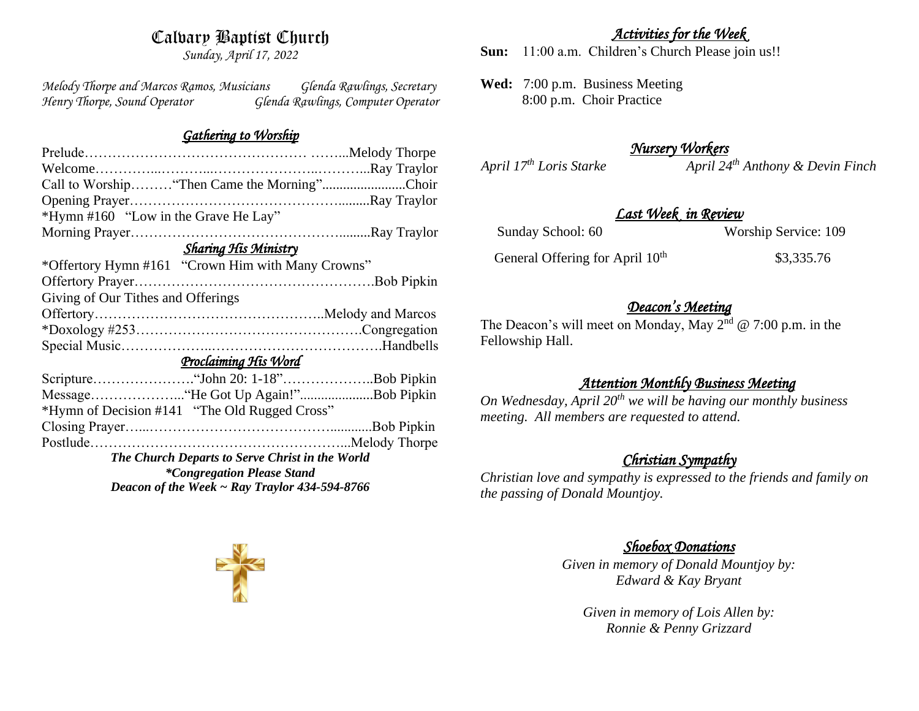# Calvary Baptist Church

*Sunday, April 17, 2022*

*Melody Thorpe and Marcos Ramos, Musicians* — *Glenda Rawlings, Secretary*
*Henry Thorpe, Sound Operator* — *Glenda Rawlings, Computer Operator*

## *Gathering to Worship*

Prelude……………………………………… ……...Melody Thorpe
Welcome…………...………...…………………...………...Ray Traylor
Call to Worship………"Then Came the Morning"........................Choir
Opening Prayer……………………………………….........Ray Traylor
*Hymn #160 "Low in the Grave He Lay"
Morning Prayer………………………………………..........Ray Traylor

## *Sharing His Ministry*

*Offertory Hymn #161 "Crown Him with Many Crowns"
Offertory Prayer…………………………………………….Bob Pipkin
Giving of Our Tithes and Offerings
Offertory…………………………………………..Melody and Marcos
*Doxology #253………………………………………….Congregation
Special Music………………...……………………………….Handbells

## *Proclaiming His Word*

Scripture………………….“John 20: 1-18”………………..Bob Pipkin
Message………………..."He Got Up Again!".....................Bob Pipkin
*Hymn of Decision #141 "The Old Rugged Cross"
Closing Prayer…..……………………………………............Bob Pipkin
Postlude………………………………………………...Melody Thorpe

***The Church Departs to Serve Christ in the World***
***\*Congregation Please Stand***
***Deacon of the Week ~ Ray Traylor 434-594-8766***

## *Activities for the Week*

**Sun:** 11:00 a.m. Children's Church Please join us!!

**Wed:** 7:00 p.m. Business Meeting
8:00 p.m. Choir Practice

## *Nursery Workers*

*April 17th Loris Starke* — *April 24th Anthony & Devin Finch*

## *Last Week in Review*

| Sunday School: 60 | Worship Service: 109 |
|---|---|
| General Offering for April 10th | $3,335.76 |

## *Deacon's Meeting*

The Deacon's will meet on Monday, May 2nd @ 7:00 p.m. in the Fellowship Hall.

## *Attention Monthly Business Meeting*

*On Wednesday, April 20th we will be having our monthly business meeting. All members are requested to attend.*

## *Christian Sympathy*

*Christian love and sympathy is expressed to the friends and family on the passing of Donald Mountjoy.*

## *Shoebox Donations*

*Given in memory of Donald Mountjoy by:*
*Edward & Kay Bryant*

*Given in memory of Lois Allen by:*
*Ronnie & Penny Grizzard*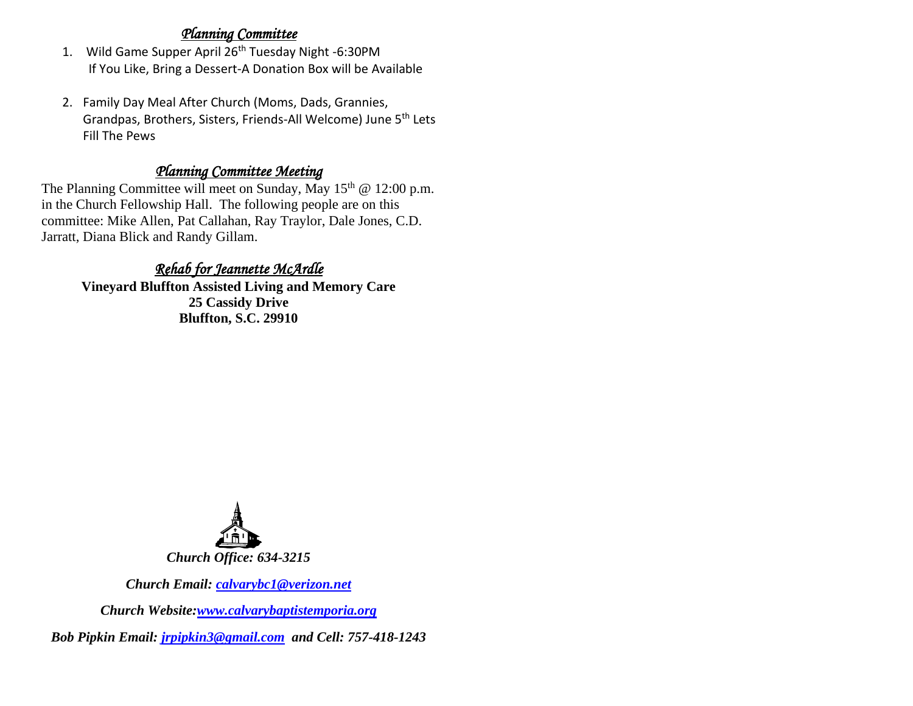## *Planning Committee*

1. Wild Game Supper April 26th Tuesday Night -6:30PM
   If You Like, Bring a Dessert-A Donation Box will be Available

2. Family Day Meal After Church (Moms, Dads, Grannies, Grandpas, Brothers, Sisters, Friends-All Welcome) June 5th Lets Fill The Pews

## *Planning Committee Meeting*

The Planning Committee will meet on Sunday, May 15th @ 12:00 p.m. in the Church Fellowship Hall. The following people are on this committee: Mike Allen, Pat Callahan, Ray Traylor, Dale Jones, C.D. Jarratt, Diana Blick and Randy Gillam.

## *Rehab for Jeannette McArdle*

**Vineyard Bluffton Assisted Living and Memory Care**
**25 Cassidy Drive**
**Bluffton, S.C. 29910**

***Church Office: 634-3215***

***Church Email: calvarybc1@verizon.net***

***Church Website:www.calvarybaptistemporia.org***

***Bob Pipkin Email: jrpipkin3@gmail.com and Cell: 757-418-1243***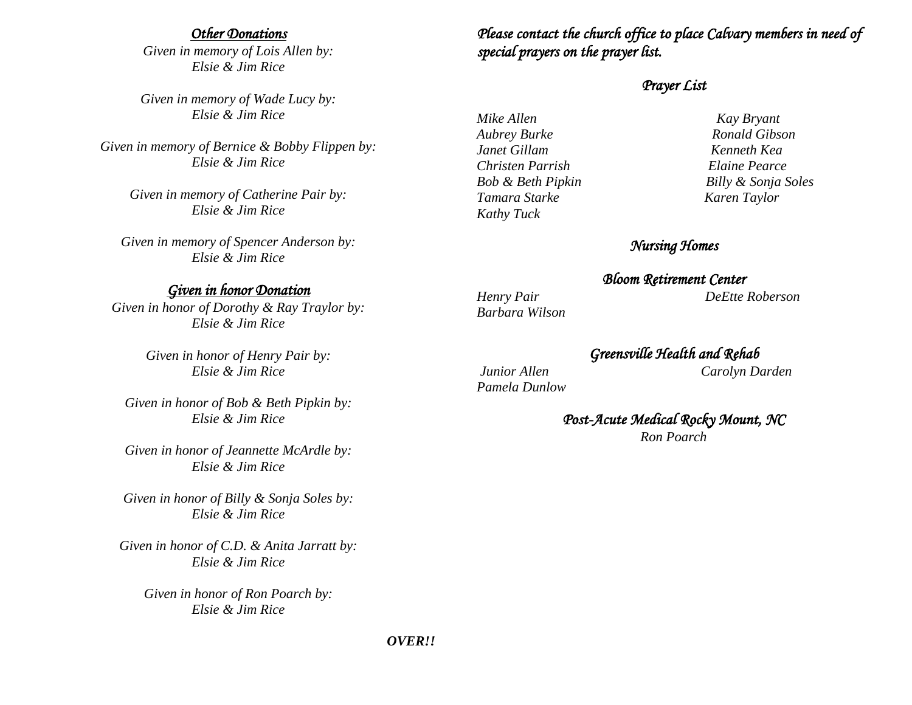***Other Donations***

*Given in memory of Lois Allen by:*
*Elsie & Jim Rice*

*Given in memory of Wade Lucy by:*
*Elsie & Jim Rice*

*Given in memory of Bernice & Bobby Flippen by:*
*Elsie & Jim Rice*

*Given in memory of Catherine Pair by:*
*Elsie & Jim Rice*

*Given in memory of Spencer Anderson by:*
*Elsie & Jim Rice*

***Given in honor Donation***

*Given in honor of Dorothy & Ray Traylor by:*
*Elsie & Jim Rice*

*Given in honor of Henry Pair by:*
*Elsie & Jim Rice*

*Given in honor of Bob & Beth Pipkin by:*
*Elsie & Jim Rice*

*Given in honor of Jeannette McArdle by:*
*Elsie & Jim Rice*

*Given in honor of Billy & Sonja Soles by:*
*Elsie & Jim Rice*

*Given in honor of C.D. & Anita Jarratt by:*
*Elsie & Jim Rice*

*Given in honor of Ron Poarch by:*
*Elsie & Jim Rice*

***OVER!!***

*Please contact the church office to place Calvary members in need of special prayers on the prayer list.*

## *Prayer List*

*Mike Allen*
*Kay Bryant*
*Aubrey Burke*
*Ronald Gibson*
*Janet Gillam*
*Kenneth Kea*
*Christen Parrish*
*Elaine Pearce*
*Bob & Beth Pipkin*
*Billy & Sonja Soles*
*Tamara Starke*
*Karen Taylor*
*Kathy Tuck*

## *Nursing Homes*

### *Bloom Retirement Center*

*Henry Pair*
*DeEtte Roberson*
*Barbara Wilson*

### *Greensville Health and Rehab*

*Junior Allen*
*Carolyn Darden*
*Pamela Dunlow*

### *Post-Acute Medical Rocky Mount, NC*

*Ron Poarch*